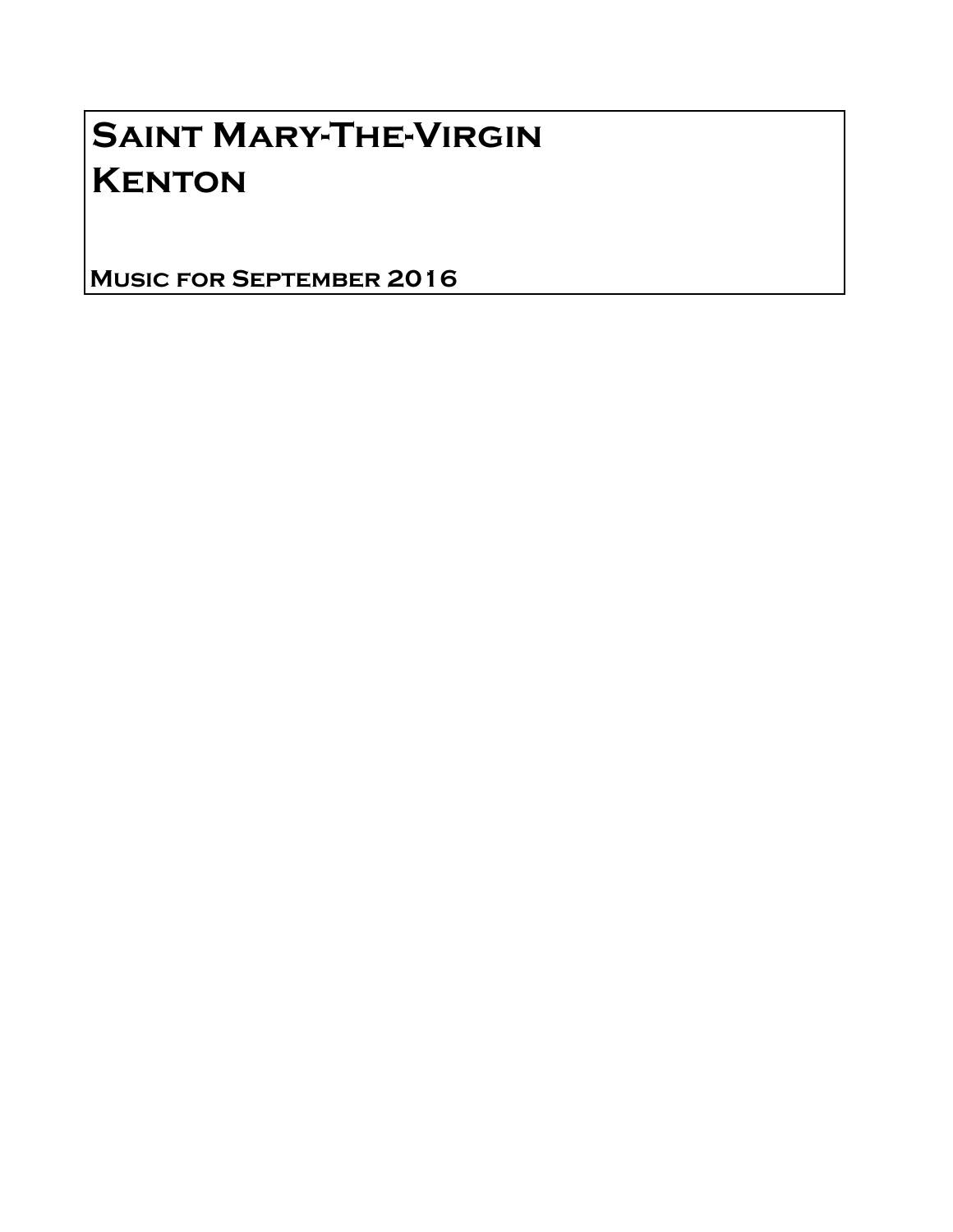# Saint Mary-The-Virgin
# Kenton

## Music for September 2016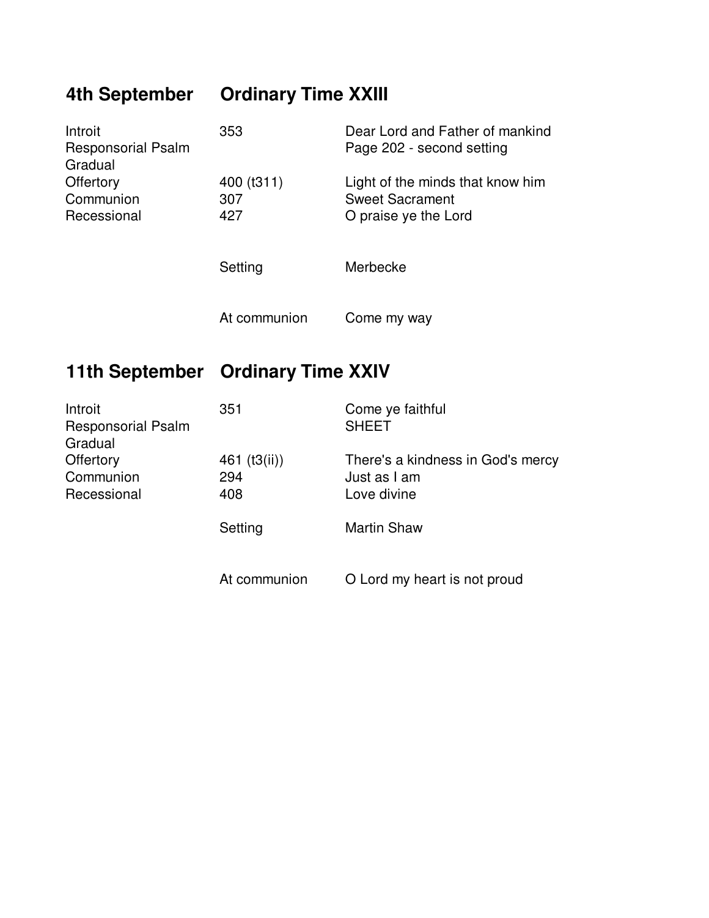## 4th September Ordinary Time XXIII

| | | |
|---|---|---|
| Introit | 353 | Dear Lord and Father of mankind |
| Responsorial Psalm | | Page 202 - second setting |
| Gradual | | |
| Offertory | 400 (t311) | Light of the minds that know him |
| Communion | 307 | Sweet Sacrament |
| Recessional | 427 | O praise ye the Lord |
| | Setting | Merbecke |
| | At communion | Come my way |

## 11th September Ordinary Time XXIV

| | | |
|---|---|---|
| Introit | 351 | Come ye faithful |
| Responsorial Psalm | | SHEET |
| Gradual | | |
| Offertory | 461 (t3(ii)) | There's a kindness in God's mercy |
| Communion | 294 | Just as I am |
| Recessional | 408 | Love divine |
| | Setting | Martin Shaw |
| | At communion | O Lord my heart is not proud |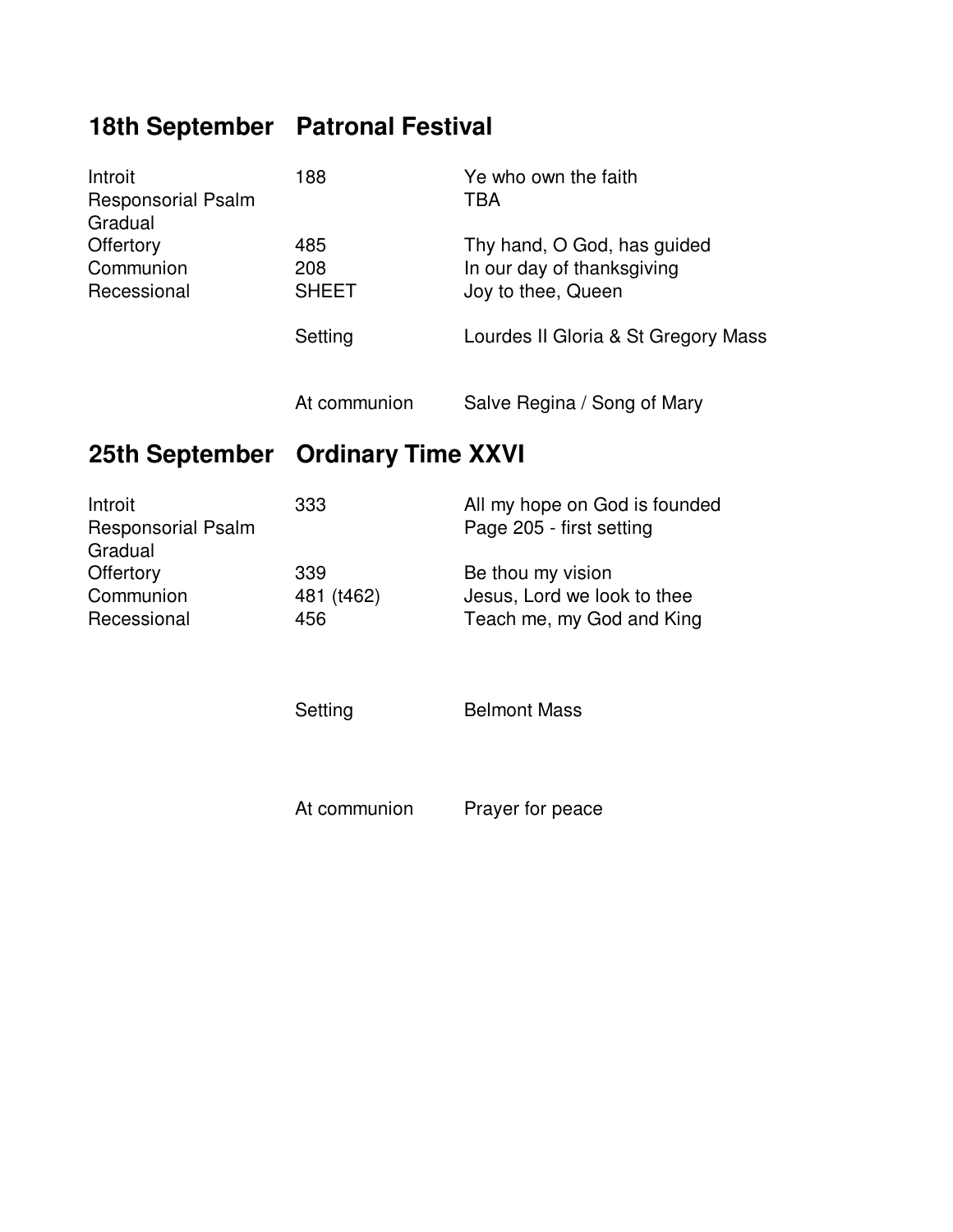## 18th September   Patronal Festival

| | | |
|---|---|---|
| Introit | 188 | Ye who own the faith |
| Responsorial Psalm | | TBA |
| Gradual | | |
| Offertory | 485 | Thy hand, O God, has guided |
| Communion | 208 | In our day of thanksgiving |
| Recessional | SHEET | Joy to thee, Queen |
| | Setting | Lourdes II Gloria & St Gregory Mass |
| | At communion | Salve Regina / Song of Mary |

## 25th September   Ordinary Time XXVI

| | | |
|---|---|---|
| Introit | 333 | All my hope on God is founded |
| Responsorial Psalm | | Page 205 - first setting |
| Gradual | | |
| Offertory | 339 | Be thou my vision |
| Communion | 481 (t462) | Jesus, Lord we look to thee |
| Recessional | 456 | Teach me, my God and King |
| | Setting | Belmont Mass |
| | At communion | Prayer for peace |